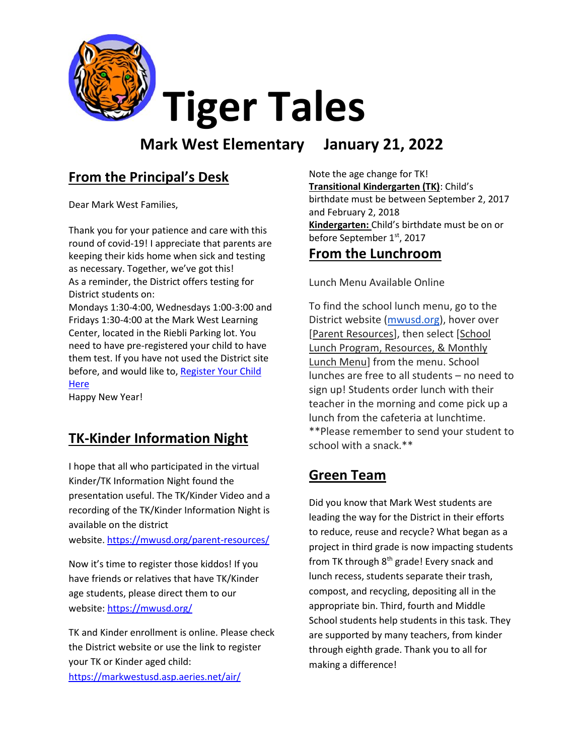# Tiger Tales

**Mark West Elementary    January 21, 2022**

## From the Principal's Desk

Dear Mark West Families,

Thank you for your patience and care with this round of covid-19! I appreciate that parents are keeping their kids home when sick and testing as necessary. Together, we've got this!
As a reminder, the District offers testing for District students on:
Mondays 1:30-4:00, Wednesdays 1:00-3:00 and Fridays 1:30-4:00 at the Mark West Learning Center, located in the Riebli Parking lot. You need to have pre-registered your child to have them test. If you have not used the District site before, and would like to, Register Your Child Here
Happy New Year!

## TK-Kinder Information Night

I hope that all who participated in the virtual Kinder/TK Information Night found the presentation useful. The TK/Kinder Video and a recording of the TK/Kinder Information Night is available on the district website. https://mwusd.org/parent-resources/

Now it's time to register those kiddos! If you have friends or relatives that have TK/Kinder age students, please direct them to our website: https://mwusd.org/

TK and Kinder enrollment is online. Please check the District website or use the link to register your TK or Kinder aged child: https://markwestusd.asp.aeries.net/air/

Note the age change for TK!
**Transitional Kindergarten (TK)**: Child's birthdate must be between September 2, 2017 and February 2, 2018
**Kindergarten:** Child's birthdate must be on or before September 1st, 2017

## From the Lunchroom

Lunch Menu Available Online

To find the school lunch menu, go to the District website (mwusd.org), hover over [Parent Resources], then select [School Lunch Program, Resources, & Monthly Lunch Menu] from the menu. School lunches are free to all students – no need to sign up! Students order lunch with their teacher in the morning and come pick up a lunch from the cafeteria at lunchtime.
**Please remember to send your student to school with a snack.**

## Green Team

Did you know that Mark West students are leading the way for the District in their efforts to reduce, reuse and recycle? What began as a project in third grade is now impacting students from TK through 8th grade! Every snack and lunch recess, students separate their trash, compost, and recycling, depositing all in the appropriate bin. Third, fourth and Middle School students help students in this task. They are supported by many teachers, from kinder through eighth grade. Thank you to all for making a difference!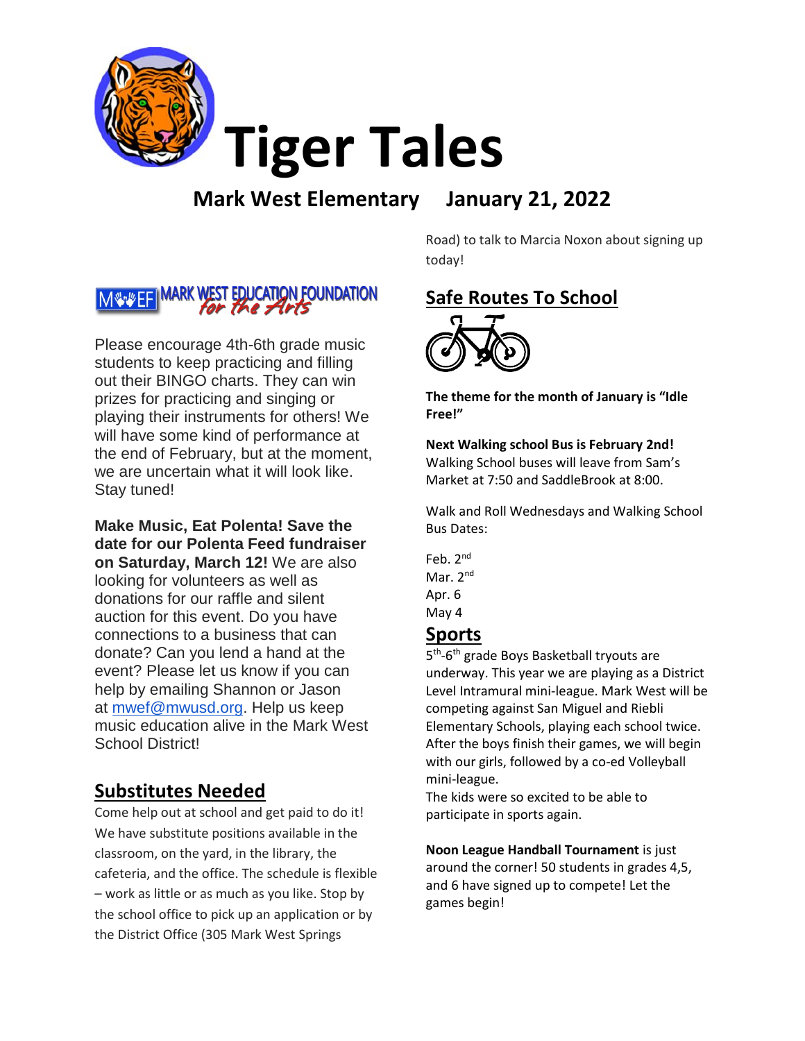# Tiger Tales

## Mark West Elementary January 21, 2022

MARK WEST EDUCATION FOUNDATION *for the Arts*

Please encourage 4th-6th grade music students to keep practicing and filling out their BINGO charts. They can win prizes for practicing and singing or playing their instruments for others! We will have some kind of performance at the end of February, but at the moment, we are uncertain what it will look like. Stay tuned!

**Make Music, Eat Polenta! Save the date for our Polenta Feed fundraiser on Saturday, March 12!** We are also looking for volunteers as well as donations for our raffle and silent auction for this event. Do you have connections to a business that can donate? Can you lend a hand at the event? Please let us know if you can help by emailing Shannon or Jason at mwef@mwusd.org. Help us keep music education alive in the Mark West School District!

## Substitutes Needed

Come help out at school and get paid to do it! We have substitute positions available in the classroom, on the yard, in the library, the cafeteria, and the office. The schedule is flexible – work as little or as much as you like. Stop by the school office to pick up an application or by the District Office (305 Mark West Springs Road) to talk to Marcia Noxon about signing up today!

## Safe Routes To School

**The theme for the month of January is "Idle Free!"**

**Next Walking school Bus is February 2nd!** Walking School buses will leave from Sam's Market at 7:50 and SaddleBrook at 8:00.

Walk and Roll Wednesdays and Walking School Bus Dates:

Feb. 2nd
Mar. 2nd
Apr. 6
May 4

## Sports

5th-6th grade Boys Basketball tryouts are underway. This year we are playing as a District Level Intramural mini-league. Mark West will be competing against San Miguel and Riebli Elementary Schools, playing each school twice. After the boys finish their games, we will begin with our girls, followed by a co-ed Volleyball mini-league.
The kids were so excited to be able to participate in sports again.

**Noon League Handball Tournament** is just around the corner! 50 students in grades 4,5, and 6 have signed up to compete! Let the games begin!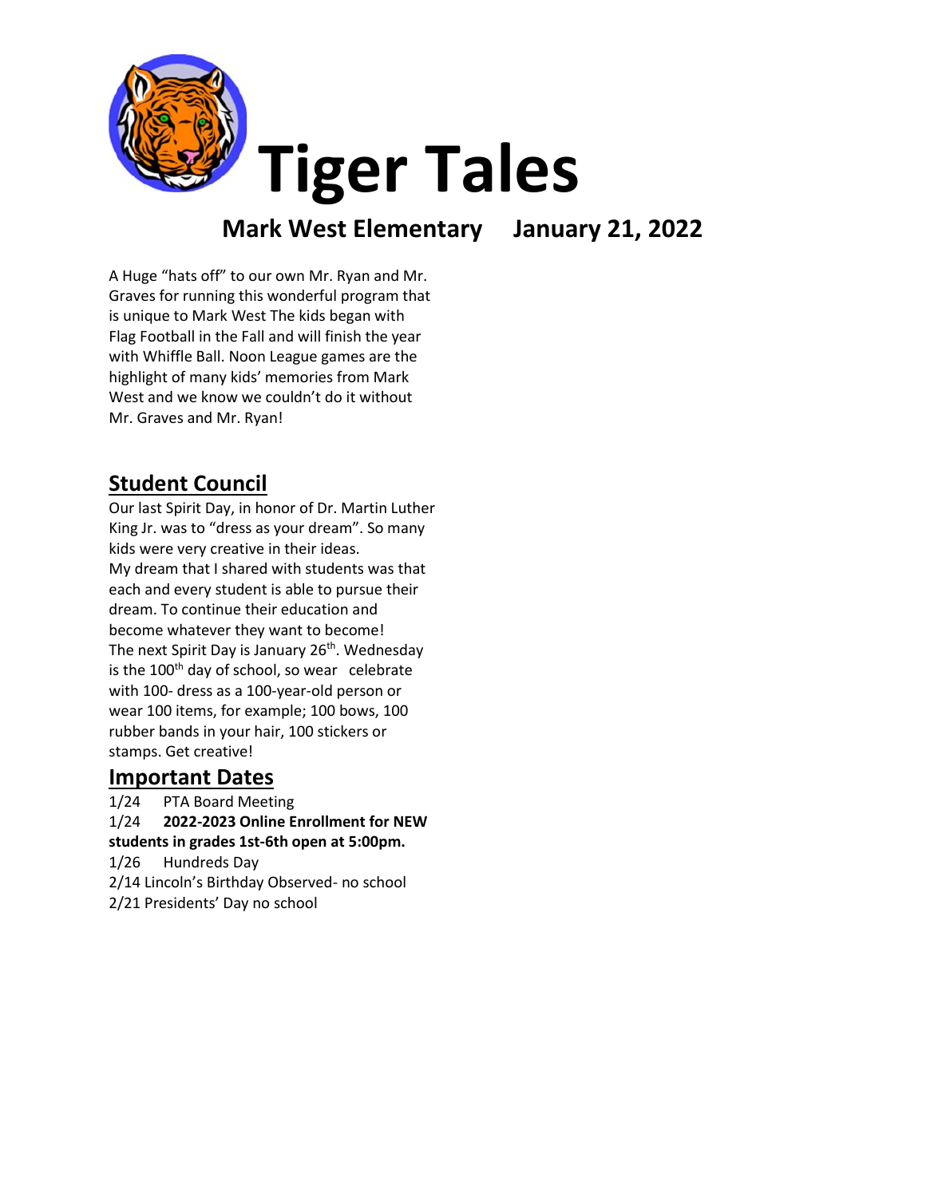# Tiger Tales

## Mark West Elementary January 21, 2022

A Huge "hats off" to our own Mr. Ryan and Mr. Graves for running this wonderful program that is unique to Mark West The kids began with Flag Football in the Fall and will finish the year with Whiffle Ball. Noon League games are the highlight of many kids' memories from Mark West and we know we couldn't do it without Mr. Graves and Mr. Ryan!

## Student Council

Our last Spirit Day, in honor of Dr. Martin Luther King Jr. was to "dress as your dream". So many kids were very creative in their ideas.
My dream that I shared with students was that each and every student is able to pursue their dream. To continue their education and become whatever they want to become!
The next Spirit Day is January 26th. Wednesday is the 100th day of school, so wear celebrate with 100- dress as a 100-year-old person or wear 100 items, for example; 100 bows, 100 rubber bands in your hair, 100 stickers or stamps. Get creative!

## Important Dates

1/24 PTA Board Meeting
1/24 **2022-2023 Online Enrollment for NEW students in grades 1st-6th open at 5:00pm.**
1/26 Hundreds Day
2/14 Lincoln's Birthday Observed- no school
2/21 Presidents' Day no school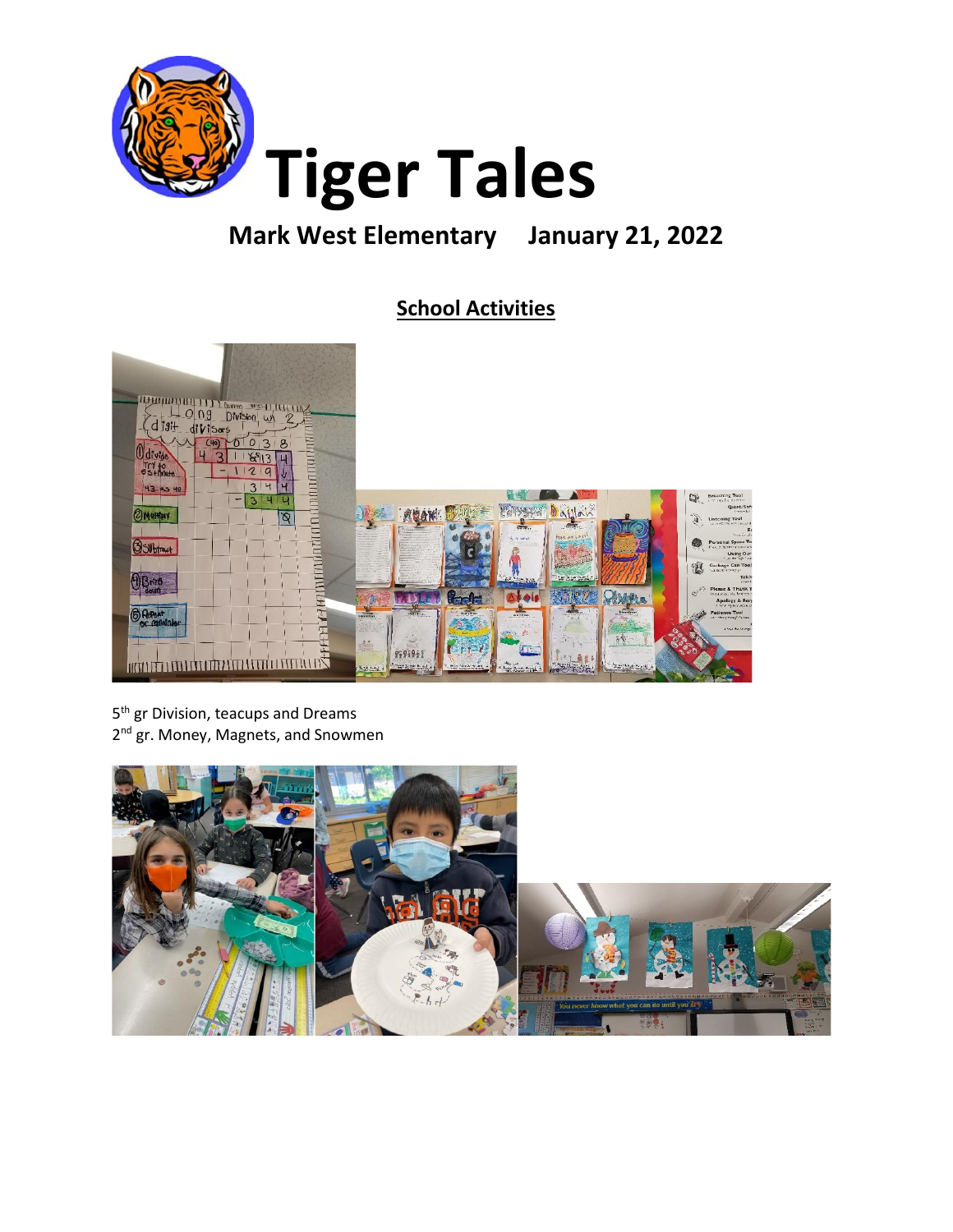# Tiger Tales

**Mark West Elementary January 21, 2022**

## School Activities

5th gr Division, teacups and Dreams
2nd gr. Money, Magnets, and Snowmen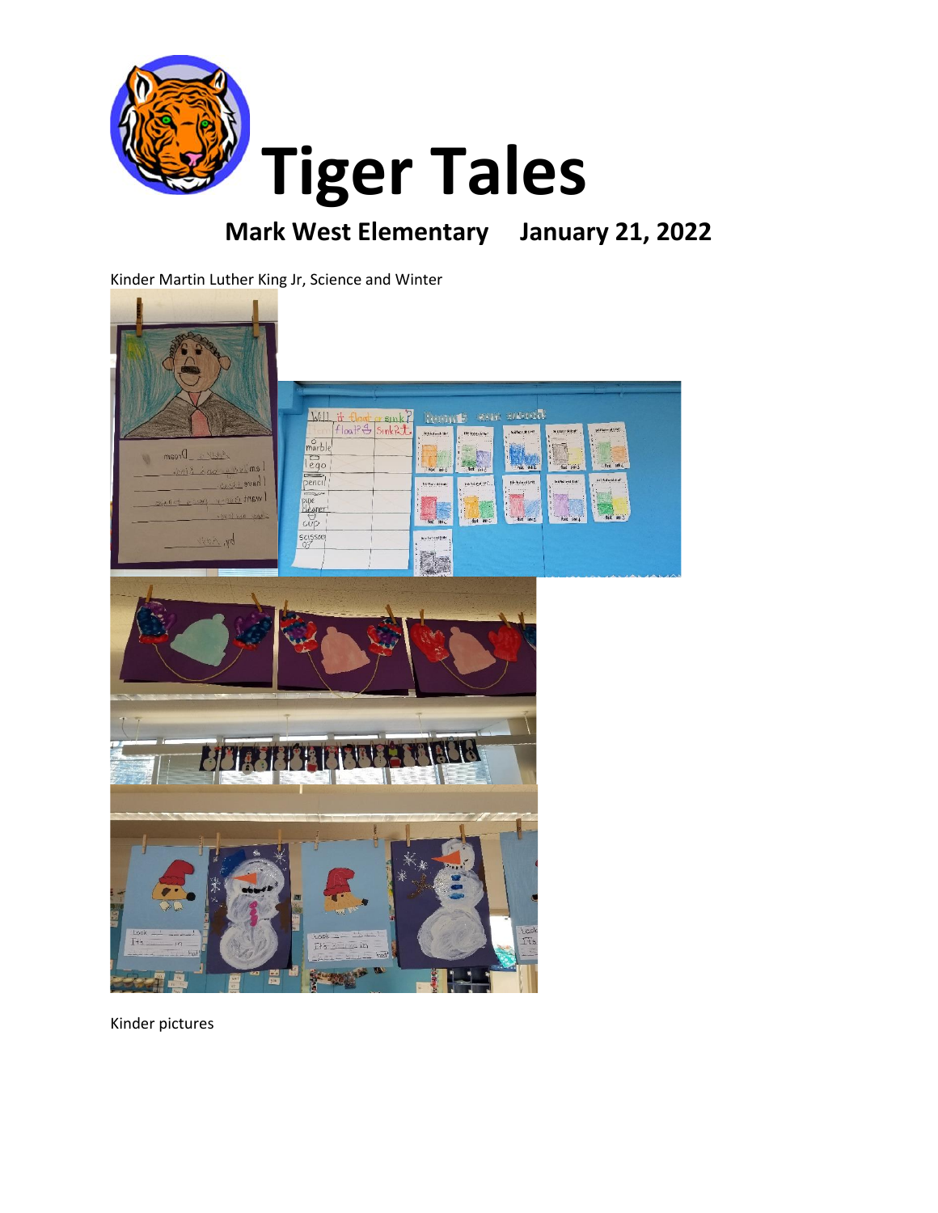# Tiger Tales

## Mark West Elementary January 21, 2022

Kinder Martin Luther King Jr, Science and Winter

Kinder pictures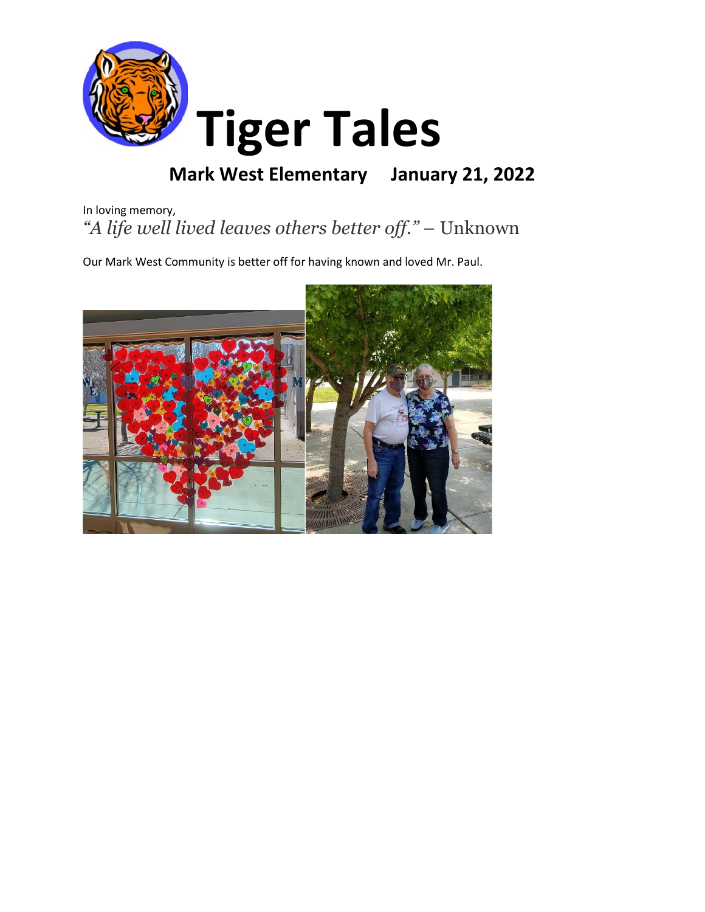# Tiger Tales

## Mark West Elementary January 21, 2022

In loving memory,

*"A life well lived leaves others better off."* – Unknown

Our Mark West Community is better off for having known and loved Mr. Paul.